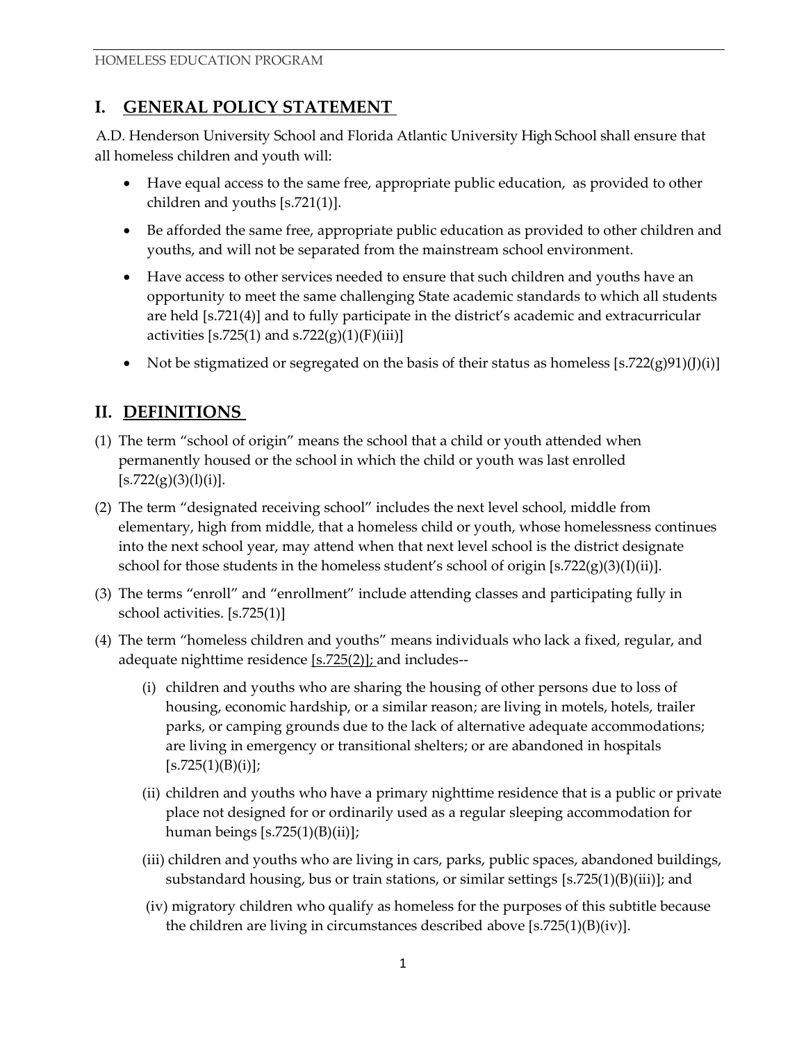# I. GENERAL POLICY STATEMENT

A.D. Henderson University School and Florida Atlantic University High School shall ensure that all homeless children and youth will:

- Have equal access to the same free, appropriate public education, as provided to other children and youths [s.721(1)].
- Be afforded the same free, appropriate public education as provided to other children and youths, and will not be separated from the mainstream school environment.
- Have access to other services needed to ensure that such children and youths have an opportunity to meet the same challenging State academic standards to which all students are held [s.721(4)] and to fully participate in the district's academic and extracurricular activities [s.725(1) and s.722(g)(1)(F)(iii)]
- Not be stigmatized or segregated on the basis of their status as homeless [s.722(g)91)(J)(i)]

# II. DEFINITIONS

(1) The term "school of origin" means the school that a child or youth attended when permanently housed or the school in which the child or youth was last enrolled [s.722(g)(3)(l)(i)].

(2) The term "designated receiving school" includes the next level school, middle from elementary, high from middle, that a homeless child or youth, whose homelessness continues into the next school year, may attend when that next level school is the district designate school for those students in the homeless student's school of origin [s.722(g)(3)(I)(ii)].

(3) The terms "enroll" and "enrollment" include attending classes and participating fully in school activities. [s.725(1)]

(4) The term "homeless children and youths" means individuals who lack a fixed, regular, and adequate nighttime residence [s.725(2)]; and includes--

   (i) children and youths who are sharing the housing of other persons due to loss of housing, economic hardship, or a similar reason; are living in motels, hotels, trailer parks, or camping grounds due to the lack of alternative adequate accommodations; are living in emergency or transitional shelters; or are abandoned in hospitals [s.725(1)(B)(i)];

   (ii) children and youths who have a primary nighttime residence that is a public or private place not designed for or ordinarily used as a regular sleeping accommodation for human beings [s.725(1)(B)(ii)];

   (iii) children and youths who are living in cars, parks, public spaces, abandoned buildings, substandard housing, bus or train stations, or similar settings [s.725(1)(B)(iii)]; and

   (iv) migratory children who qualify as homeless for the purposes of this subtitle because the children are living in circumstances described above [s.725(1)(B)(iv)].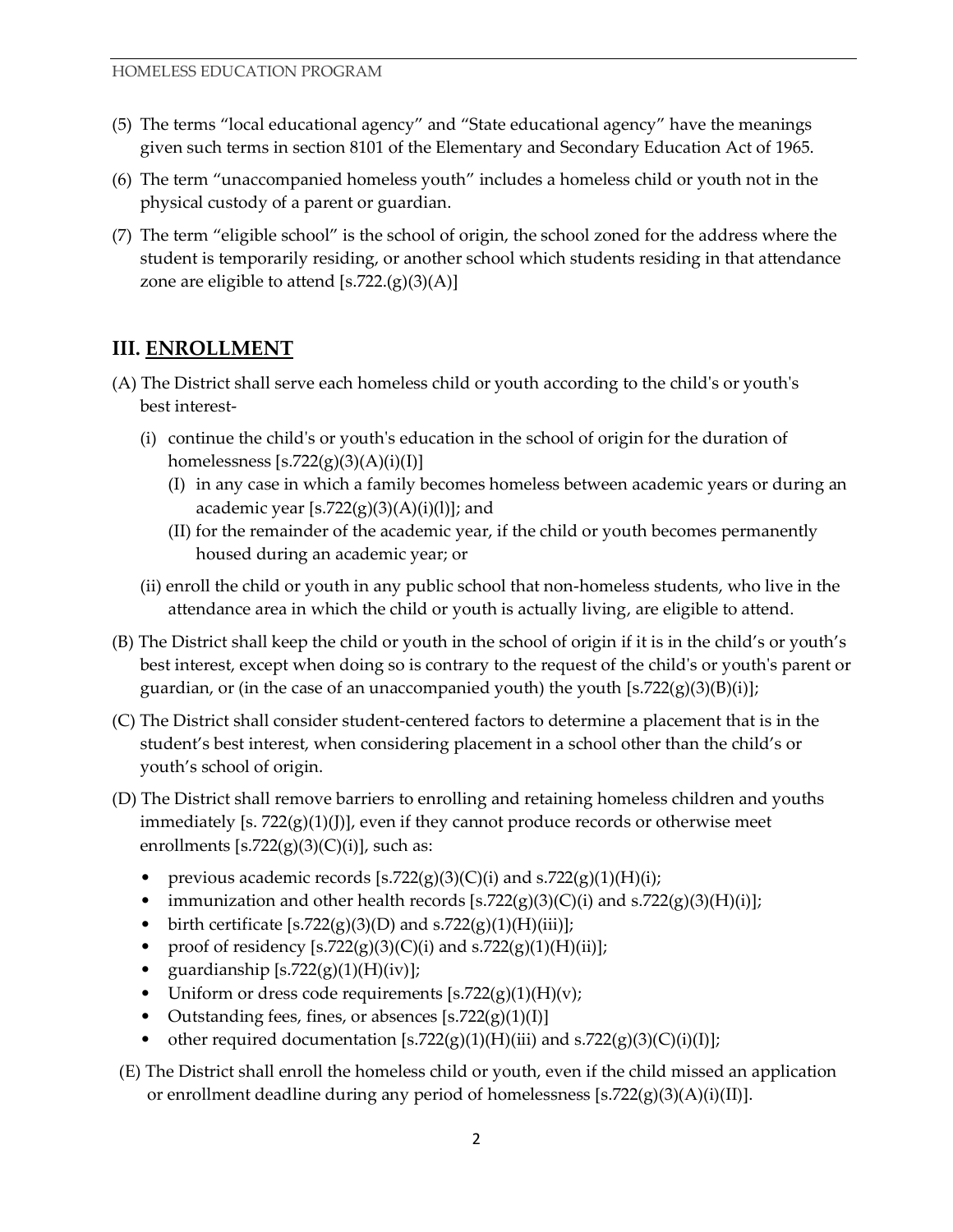(5) The terms "local educational agency" and "State educational agency" have the meanings given such terms in section 8101 of the Elementary and Secondary Education Act of 1965.

(6) The term "unaccompanied homeless youth" includes a homeless child or youth not in the physical custody of a parent or guardian.

(7) The term "eligible school" is the school of origin, the school zoned for the address where the student is temporarily residing, or another school which students residing in that attendance zone are eligible to attend [s.722.(g)(3)(A)]

## III. **ENROLLMENT**

(A) The District shall serve each homeless child or youth according to the child's or youth's best interest-

- (i) continue the child's or youth's education in the school of origin for the duration of homelessness [s.722(g)(3)(A)(i)(I)]
  - (I) in any case in which a family becomes homeless between academic years or during an academic year [s.722(g)(3)(A)(i)(l)]; and
  - (II) for the remainder of the academic year, if the child or youth becomes permanently housed during an academic year; or
- (ii) enroll the child or youth in any public school that non-homeless students, who live in the attendance area in which the child or youth is actually living, are eligible to attend.

(B) The District shall keep the child or youth in the school of origin if it is in the child's or youth's best interest, except when doing so is contrary to the request of the child's or youth's parent or guardian, or (in the case of an unaccompanied youth) the youth [s.722(g)(3)(B)(i)];

(C) The District shall consider student-centered factors to determine a placement that is in the student's best interest, when considering placement in a school other than the child's or youth's school of origin.

(D) The District shall remove barriers to enrolling and retaining homeless children and youths immediately [s. 722(g)(1)(J)], even if they cannot produce records or otherwise meet enrollments [s.722(g)(3)(C)(i)], such as:

- previous academic records [s.722(g)(3)(C)(i) and s.722(g)(1)(H)(i);
- immunization and other health records [s.722(g)(3)(C)(i) and s.722(g)(3)(H)(i)];
- birth certificate [s.722(g)(3)(D) and s.722(g)(1)(H)(iii)];
- proof of residency [s.722(g)(3)(C)(i) and s.722(g)(1)(H)(ii)];
- guardianship [s.722(g)(1)(H)(iv)];
- Uniform or dress code requirements [s.722(g)(1)(H)(v);
- Outstanding fees, fines, or absences [s.722(g)(1)(I)]
- other required documentation [s.722(g)(1)(H)(iii) and s.722(g)(3)(C)(i)(I)];

(E) The District shall enroll the homeless child or youth, even if the child missed an application or enrollment deadline during any period of homelessness [s.722(g)(3)(A)(i)(II)].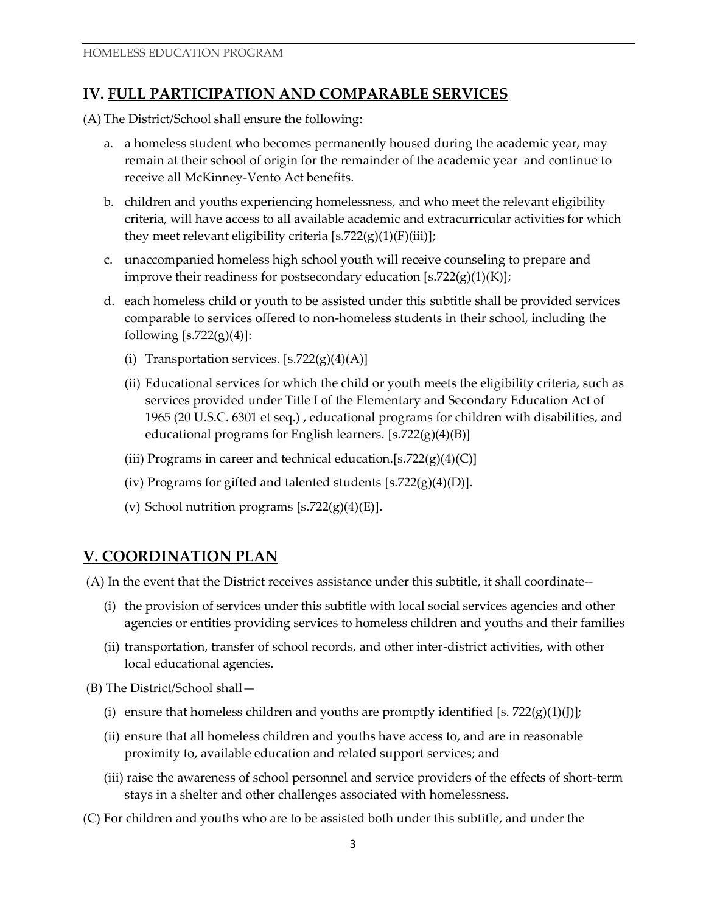## IV. <u>FULL PARTICIPATION AND COMPARABLE SERVICES</u>

(A) The District/School shall ensure the following:

a. a homeless student who becomes permanently housed during the academic year, may remain at their school of origin for the remainder of the academic year and continue to receive all McKinney-Vento Act benefits.

b. children and youths experiencing homelessness, and who meet the relevant eligibility criteria, will have access to all available academic and extracurricular activities for which they meet relevant eligibility criteria [s.722(g)(1)(F)(iii)];

c. unaccompanied homeless high school youth will receive counseling to prepare and improve their readiness for postsecondary education [s.722(g)(1)(K)];

d. each homeless child or youth to be assisted under this subtitle shall be provided services comparable to services offered to non-homeless students in their school, including the following [s.722(g)(4)]:

   (i) Transportation services. [s.722(g)(4)(A)]

   (ii) Educational services for which the child or youth meets the eligibility criteria, such as services provided under Title I of the Elementary and Secondary Education Act of 1965 (20 U.S.C. 6301 et seq.) , educational programs for children with disabilities, and educational programs for English learners. [s.722(g)(4)(B)]

   (iii) Programs in career and technical education.[s.722(g)(4)(C)]

   (iv) Programs for gifted and talented students [s.722(g)(4)(D)].

   (v) School nutrition programs [s.722(g)(4)(E)].

## V. <u>COORDINATION PLAN</u>

(A) In the event that the District receives assistance under this subtitle, it shall coordinate--

   (i) the provision of services under this subtitle with local social services agencies and other agencies or entities providing services to homeless children and youths and their families

   (ii) transportation, transfer of school records, and other inter-district activities, with other local educational agencies.

(B) The District/School shall—

   (i) ensure that homeless children and youths are promptly identified [s. 722(g)(1)(J)];

   (ii) ensure that all homeless children and youths have access to, and are in reasonable proximity to, available education and related support services; and

   (iii) raise the awareness of school personnel and service providers of the effects of short-term stays in a shelter and other challenges associated with homelessness.

(C) For children and youths who are to be assisted both under this subtitle, and under the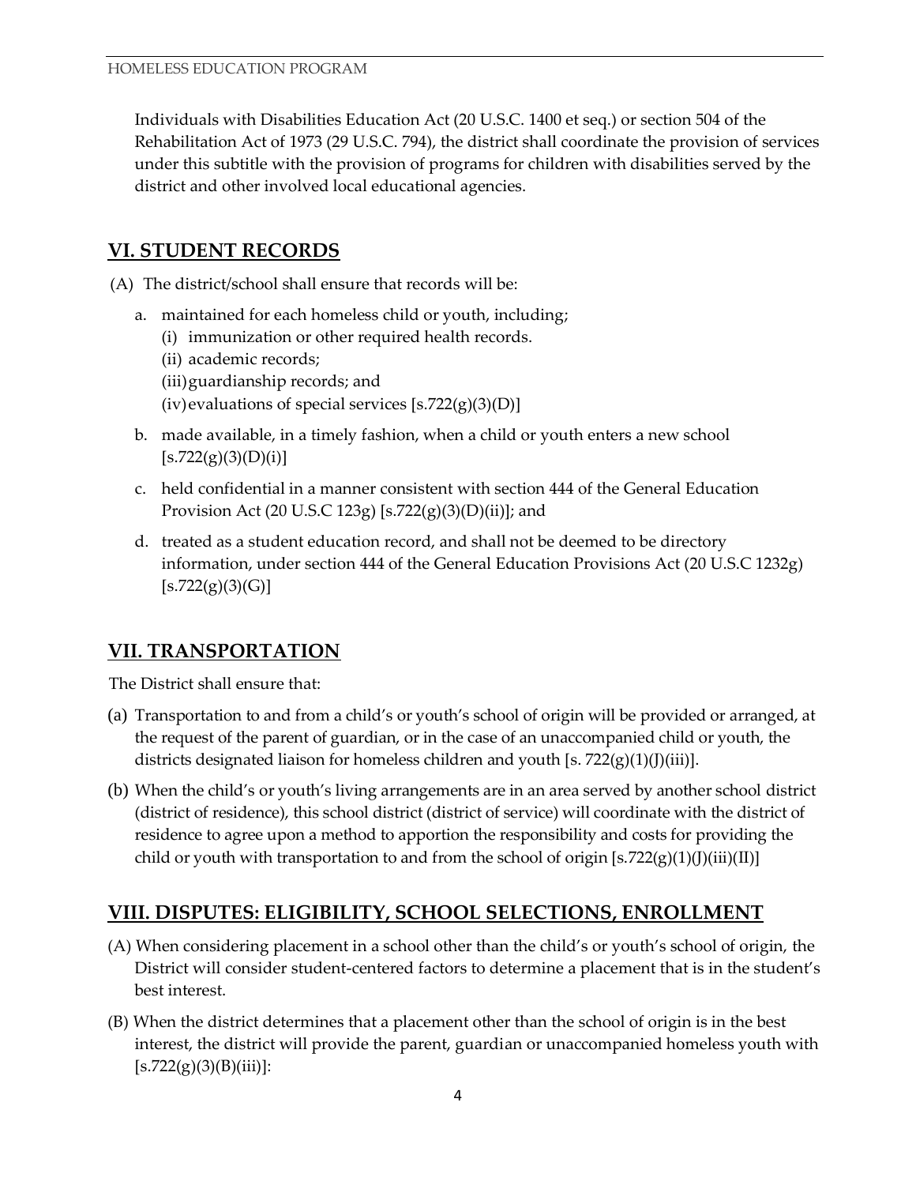Individuals with Disabilities Education Act (20 U.S.C. 1400 et seq.) or section 504 of the Rehabilitation Act of 1973 (29 U.S.C. 794), the district shall coordinate the provision of services under this subtitle with the provision of programs for children with disabilities served by the district and other involved local educational agencies.

## VI. STUDENT RECORDS

(A) The district/school shall ensure that records will be:

a. maintained for each homeless child or youth, including;
   (i) immunization or other required health records.
   (ii) academic records;
   (iii) guardianship records; and
   (iv) evaluations of special services [s.722(g)(3)(D)]

b. made available, in a timely fashion, when a child or youth enters a new school [s.722(g)(3)(D)(i)]

c. held confidential in a manner consistent with section 444 of the General Education Provision Act (20 U.S.C 123g) [s.722(g)(3)(D)(ii)]; and

d. treated as a student education record, and shall not be deemed to be directory information, under section 444 of the General Education Provisions Act (20 U.S.C 1232g) [s.722(g)(3)(G)]

## VII. TRANSPORTATION

The District shall ensure that:

(a) Transportation to and from a child's or youth's school of origin will be provided or arranged, at the request of the parent of guardian, or in the case of an unaccompanied child or youth, the districts designated liaison for homeless children and youth [s. 722(g)(1)(J)(iii)].

(b) When the child's or youth's living arrangements are in an area served by another school district (district of residence), this school district (district of service) will coordinate with the district of residence to agree upon a method to apportion the responsibility and costs for providing the child or youth with transportation to and from the school of origin [s.722(g)(1)(J)(iii)(II)]

## VIII. DISPUTES: ELIGIBILITY, SCHOOL SELECTIONS, ENROLLMENT

(A) When considering placement in a school other than the child's or youth's school of origin, the District will consider student-centered factors to determine a placement that is in the student's best interest.

(B) When the district determines that a placement other than the school of origin is in the best interest, the district will provide the parent, guardian or unaccompanied homeless youth with [s.722(g)(3)(B)(iii)]: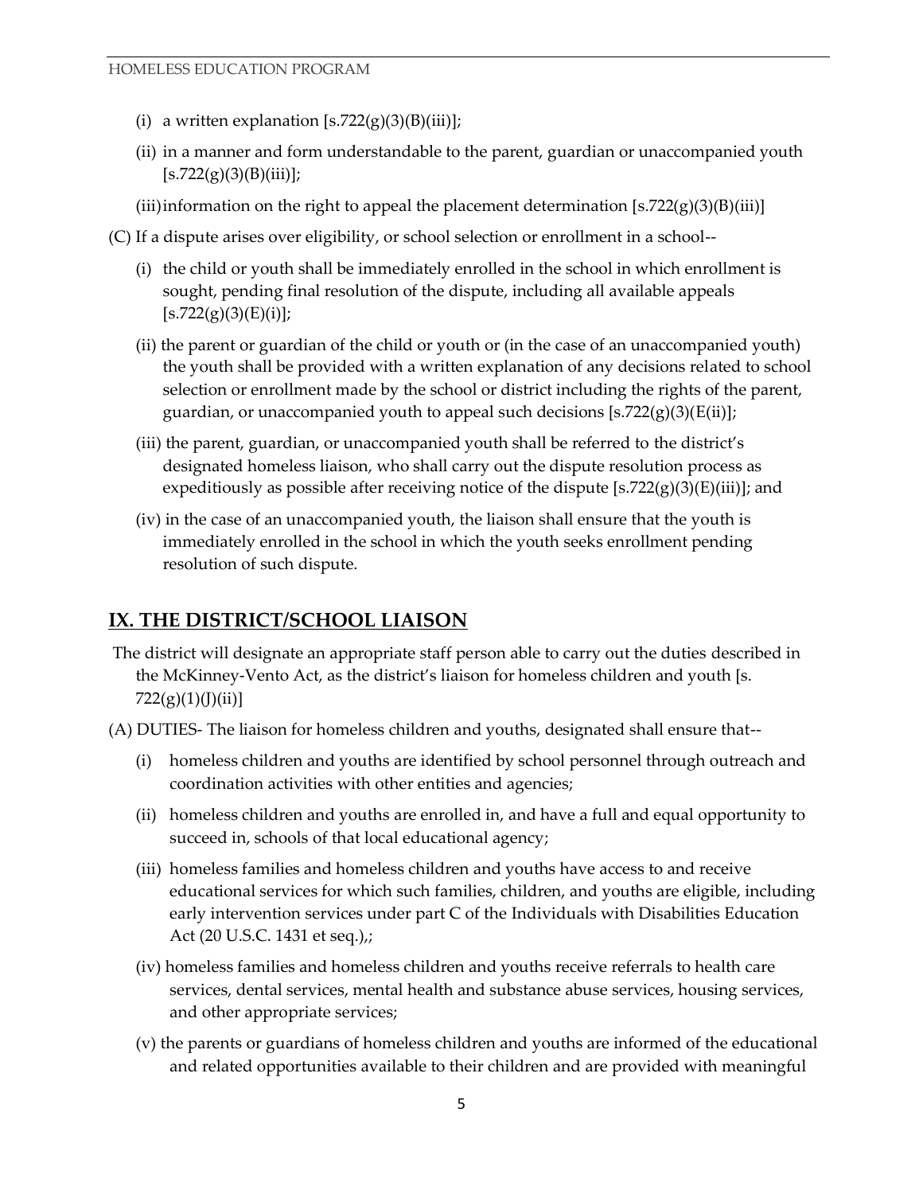(i) a written explanation [s.722(g)(3)(B)(iii)];

(ii) in a manner and form understandable to the parent, guardian or unaccompanied youth [s.722(g)(3)(B)(iii)];

(iii) information on the right to appeal the placement determination [s.722(g)(3)(B)(iii)]

(C) If a dispute arises over eligibility, or school selection or enrollment in a school--

(i) the child or youth shall be immediately enrolled in the school in which enrollment is sought, pending final resolution of the dispute, including all available appeals [s.722(g)(3)(E)(i)];

(ii) the parent or guardian of the child or youth or (in the case of an unaccompanied youth) the youth shall be provided with a written explanation of any decisions related to school selection or enrollment made by the school or district including the rights of the parent, guardian, or unaccompanied youth to appeal such decisions [s.722(g)(3)(E(ii)];

(iii) the parent, guardian, or unaccompanied youth shall be referred to the district's designated homeless liaison, who shall carry out the dispute resolution process as expeditiously as possible after receiving notice of the dispute [s.722(g)(3)(E)(iii)]; and

(iv) in the case of an unaccompanied youth, the liaison shall ensure that the youth is immediately enrolled in the school in which the youth seeks enrollment pending resolution of such dispute.

## IX. THE DISTRICT/SCHOOL LIAISON

The district will designate an appropriate staff person able to carry out the duties described in the McKinney-Vento Act, as the district's liaison for homeless children and youth [s. 722(g)(1)(J)(ii)]

(A) DUTIES- The liaison for homeless children and youths, designated shall ensure that--

(i) homeless children and youths are identified by school personnel through outreach and coordination activities with other entities and agencies;

(ii) homeless children and youths are enrolled in, and have a full and equal opportunity to succeed in, schools of that local educational agency;

(iii) homeless families and homeless children and youths have access to and receive educational services for which such families, children, and youths are eligible, including early intervention services under part C of the Individuals with Disabilities Education Act (20 U.S.C. 1431 et seq.),;

(iv) homeless families and homeless children and youths receive referrals to health care services, dental services, mental health and substance abuse services, housing services, and other appropriate services;

(v) the parents or guardians of homeless children and youths are informed of the educational and related opportunities available to their children and are provided with meaningful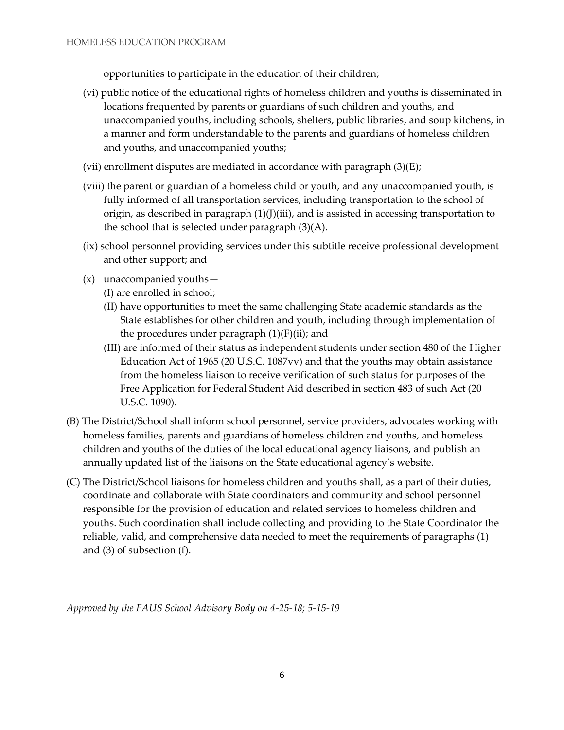opportunities to participate in the education of their children;

(vi) public notice of the educational rights of homeless children and youths is disseminated in locations frequented by parents or guardians of such children and youths, and unaccompanied youths, including schools, shelters, public libraries, and soup kitchens, in a manner and form understandable to the parents and guardians of homeless children and youths, and unaccompanied youths;

(vii) enrollment disputes are mediated in accordance with paragraph (3)(E);

(viii) the parent or guardian of a homeless child or youth, and any unaccompanied youth, is fully informed of all transportation services, including transportation to the school of origin, as described in paragraph (1)(J)(iii), and is assisted in accessing transportation to the school that is selected under paragraph (3)(A).

(ix) school personnel providing services under this subtitle receive professional development and other support; and

(x) unaccompanied youths—

(I) are enrolled in school;

(II) have opportunities to meet the same challenging State academic standards as the State establishes for other children and youth, including through implementation of the procedures under paragraph (1)(F)(ii); and

(III) are informed of their status as independent students under section 480 of the Higher Education Act of 1965 (20 U.S.C. 1087vv) and that the youths may obtain assistance from the homeless liaison to receive verification of such status for purposes of the Free Application for Federal Student Aid described in section 483 of such Act (20 U.S.C. 1090).

(B) The District/School shall inform school personnel, service providers, advocates working with homeless families, parents and guardians of homeless children and youths, and homeless children and youths of the duties of the local educational agency liaisons, and publish an annually updated list of the liaisons on the State educational agency's website.

(C) The District/School liaisons for homeless children and youths shall, as a part of their duties, coordinate and collaborate with State coordinators and community and school personnel responsible for the provision of education and related services to homeless children and youths. Such coordination shall include collecting and providing to the State Coordinator the reliable, valid, and comprehensive data needed to meet the requirements of paragraphs (1) and (3) of subsection (f).

*Approved by the FAUS School Advisory Body on 4-25-18; 5-15-19*